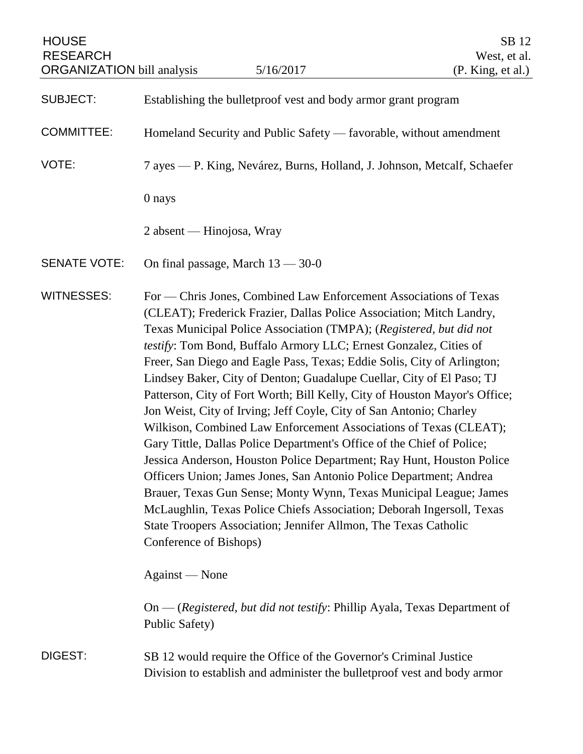HOUSE RESEARCH ORGANIZATION bill analysis — 5/16/2017

SB 12
West, et al.
(P. King, et al.)

**SUBJECT:** Establishing the bulletproof vest and body armor grant program

**COMMITTEE:** Homeland Security and Public Safety — favorable, without amendment

**VOTE:** 7 ayes — P. King, Nevárez, Burns, Holland, J. Johnson, Metcalf, Schaefer

0 nays

2 absent — Hinojosa, Wray

**SENATE VOTE:** On final passage, March 13 — 30-0

**WITNESSES:** For — Chris Jones, Combined Law Enforcement Associations of Texas (CLEAT); Frederick Frazier, Dallas Police Association; Mitch Landry, Texas Municipal Police Association (TMPA); (*Registered, but did not testify*: Tom Bond, Buffalo Armory LLC; Ernest Gonzalez, Cities of Freer, San Diego and Eagle Pass, Texas; Eddie Solis, City of Arlington; Lindsey Baker, City of Denton; Guadalupe Cuellar, City of El Paso; TJ Patterson, City of Fort Worth; Bill Kelly, City of Houston Mayor's Office; Jon Weist, City of Irving; Jeff Coyle, City of San Antonio; Charley Wilkison, Combined Law Enforcement Associations of Texas (CLEAT); Gary Tittle, Dallas Police Department's Office of the Chief of Police; Jessica Anderson, Houston Police Department; Ray Hunt, Houston Police Officers Union; James Jones, San Antonio Police Department; Andrea Brauer, Texas Gun Sense; Monty Wynn, Texas Municipal League; James McLaughlin, Texas Police Chiefs Association; Deborah Ingersoll, Texas State Troopers Association; Jennifer Allmon, The Texas Catholic Conference of Bishops)

Against — None

On — (*Registered, but did not testify*: Phillip Ayala, Texas Department of Public Safety)

**DIGEST:** SB 12 would require the Office of the Governor's Criminal Justice Division to establish and administer the bulletproof vest and body armor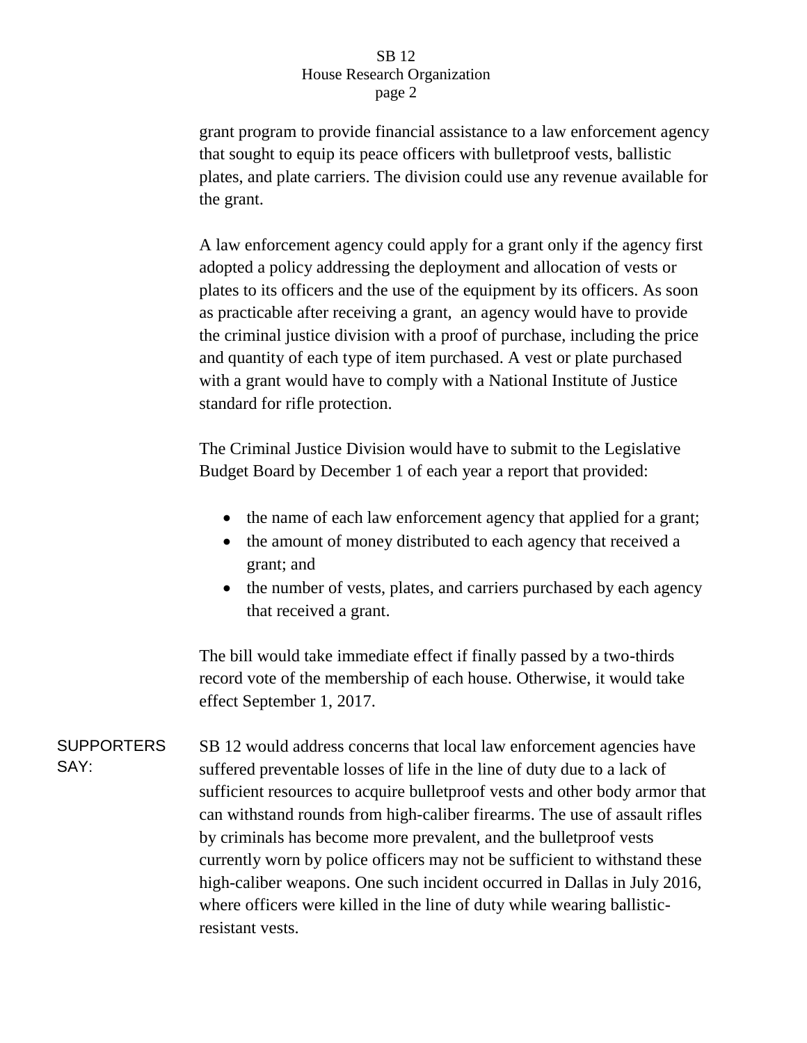grant program to provide financial assistance to a law enforcement agency that sought to equip its peace officers with bulletproof vests, ballistic plates, and plate carriers. The division could use any revenue available for the grant.

A law enforcement agency could apply for a grant only if the agency first adopted a policy addressing the deployment and allocation of vests or plates to its officers and the use of the equipment by its officers. As soon as practicable after receiving a grant, an agency would have to provide the criminal justice division with a proof of purchase, including the price and quantity of each type of item purchased. A vest or plate purchased with a grant would have to comply with a National Institute of Justice standard for rifle protection.

The Criminal Justice Division would have to submit to the Legislative Budget Board by December 1 of each year a report that provided:

- the name of each law enforcement agency that applied for a grant;
- the amount of money distributed to each agency that received a grant; and
- the number of vests, plates, and carriers purchased by each agency that received a grant.

The bill would take immediate effect if finally passed by a two-thirds record vote of the membership of each house. Otherwise, it would take effect September 1, 2017.

**SUPPORTERS SAY:**

SB 12 would address concerns that local law enforcement agencies have suffered preventable losses of life in the line of duty due to a lack of sufficient resources to acquire bulletproof vests and other body armor that can withstand rounds from high-caliber firearms. The use of assault rifles by criminals has become more prevalent, and the bulletproof vests currently worn by police officers may not be sufficient to withstand these high-caliber weapons. One such incident occurred in Dallas in July 2016, where officers were killed in the line of duty while wearing ballistic-resistant vests.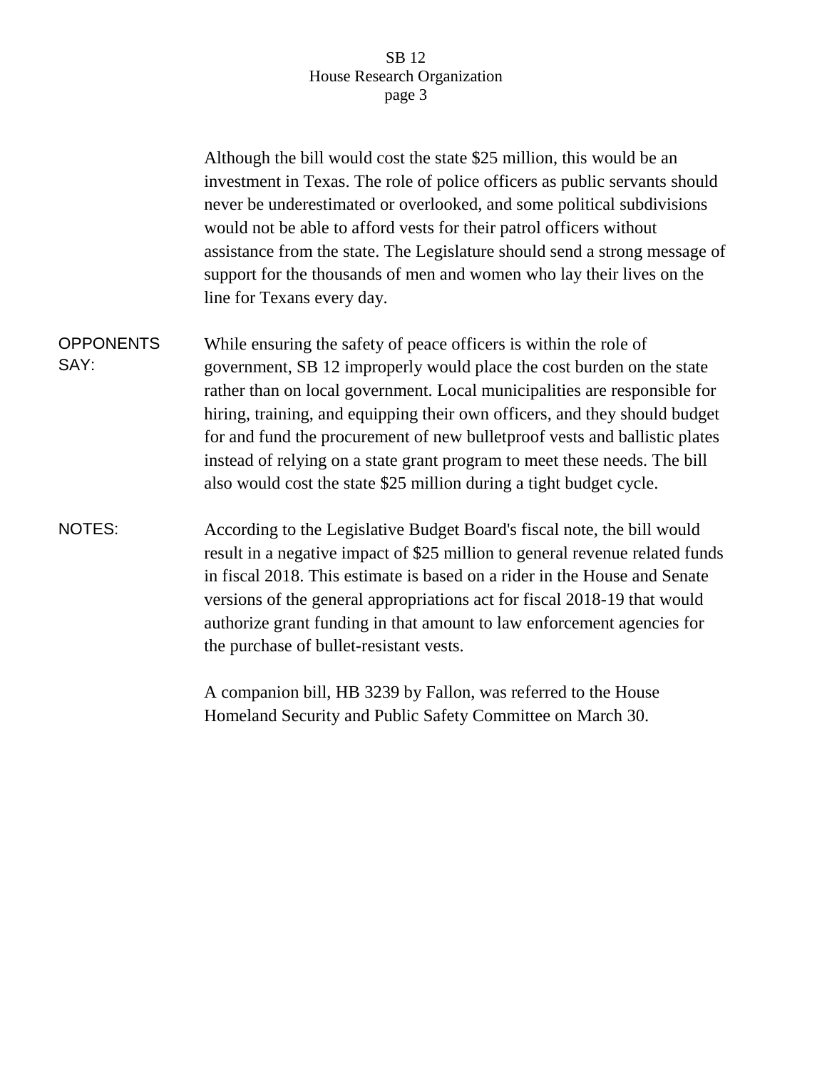Although the bill would cost the state $25 million, this would be an investment in Texas. The role of police officers as public servants should never be underestimated or overlooked, and some political subdivisions would not be able to afford vests for their patrol officers without assistance from the state. The Legislature should send a strong message of support for the thousands of men and women who lay their lives on the line for Texans every day.

**OPPONENTS SAY:** While ensuring the safety of peace officers is within the role of government, SB 12 improperly would place the cost burden on the state rather than on local government. Local municipalities are responsible for hiring, training, and equipping their own officers, and they should budget for and fund the procurement of new bulletproof vests and ballistic plates instead of relying on a state grant program to meet these needs. The bill also would cost the state $25 million during a tight budget cycle.

**NOTES:** According to the Legislative Budget Board's fiscal note, the bill would result in a negative impact of $25 million to general revenue related funds in fiscal 2018. This estimate is based on a rider in the House and Senate versions of the general appropriations act for fiscal 2018-19 that would authorize grant funding in that amount to law enforcement agencies for the purchase of bullet-resistant vests.

A companion bill, HB 3239 by Fallon, was referred to the House Homeland Security and Public Safety Committee on March 30.